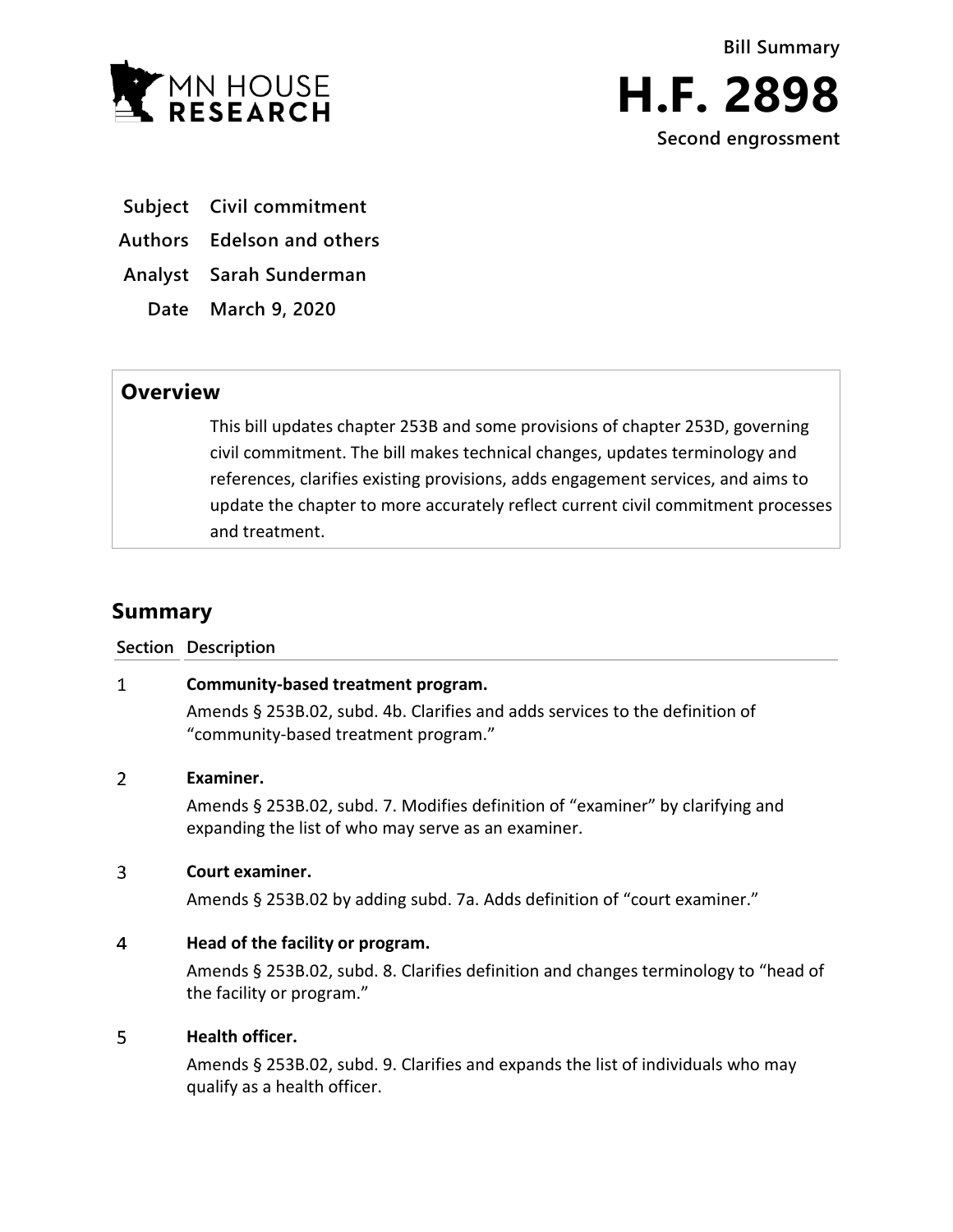MN HOUSE RESEARCH

Bill Summary

# H.F. 2898

Second engrossment

| | |
|---|---|
| **Subject** | **Civil commitment** |
| **Authors** | **Edelson and others** |
| **Analyst** | **Sarah Sunderman** |
| **Date** | **March 9, 2020** |

## Overview

This bill updates chapter 253B and some provisions of chapter 253D, governing civil commitment. The bill makes technical changes, updates terminology and references, clarifies existing provisions, adds engagement services, and aims to update the chapter to more accurately reflect current civil commitment processes and treatment.

## Summary

| Section | Description |
|---|---|
| 1 | **Community-based treatment program.** Amends § 253B.02, subd. 4b. Clarifies and adds services to the definition of "community-based treatment program." |
| 2 | **Examiner.** Amends § 253B.02, subd. 7. Modifies definition of "examiner" by clarifying and expanding the list of who may serve as an examiner. |
| 3 | **Court examiner.** Amends § 253B.02 by adding subd. 7a. Adds definition of "court examiner." |
| 4 | **Head of the facility or program.** Amends § 253B.02, subd. 8. Clarifies definition and changes terminology to "head of the facility or program." |
| 5 | **Health officer.** Amends § 253B.02, subd. 9. Clarifies and expands the list of individuals who may qualify as a health officer. |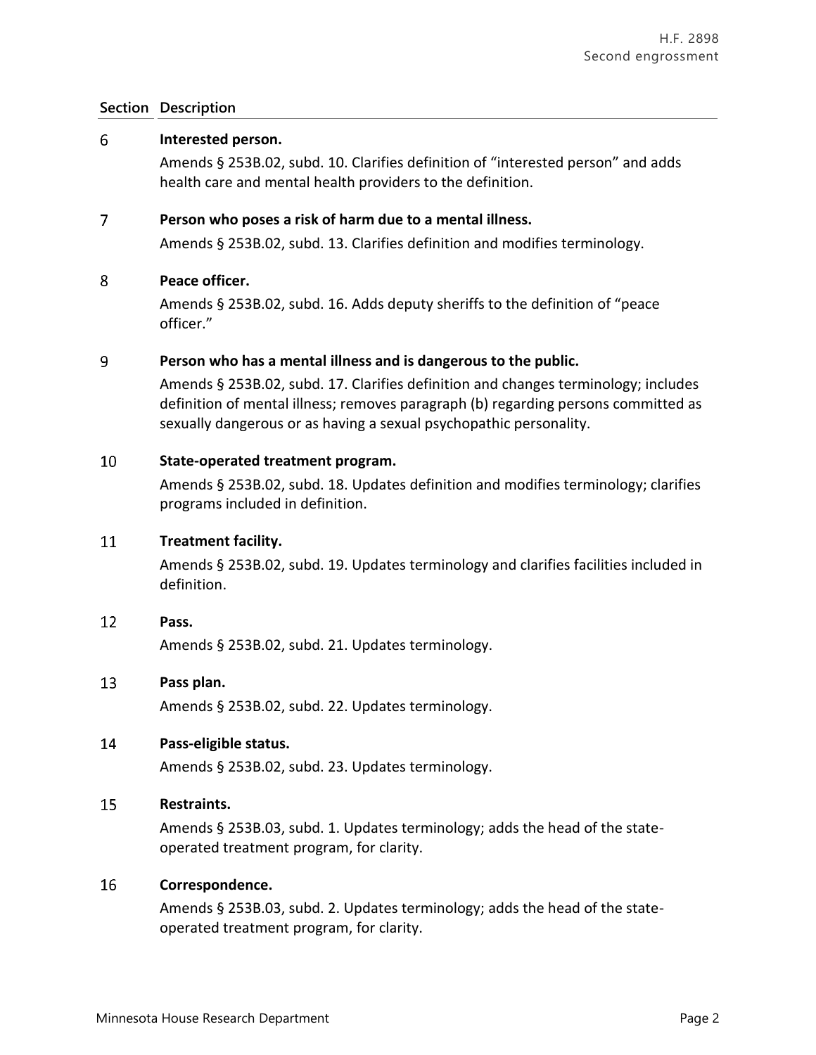| Section | Description |
|---|---|
| 6 | **Interested person.**<br>Amends § 253B.02, subd. 10. Clarifies definition of "interested person" and adds health care and mental health providers to the definition. |
| 7 | **Person who poses a risk of harm due to a mental illness.**<br>Amends § 253B.02, subd. 13. Clarifies definition and modifies terminology. |
| 8 | **Peace officer.**<br>Amends § 253B.02, subd. 16. Adds deputy sheriffs to the definition of "peace officer." |
| 9 | **Person who has a mental illness and is dangerous to the public.**<br>Amends § 253B.02, subd. 17. Clarifies definition and changes terminology; includes definition of mental illness; removes paragraph (b) regarding persons committed as sexually dangerous or as having a sexual psychopathic personality. |
| 10 | **State-operated treatment program.**<br>Amends § 253B.02, subd. 18. Updates definition and modifies terminology; clarifies programs included in definition. |
| 11 | **Treatment facility.**<br>Amends § 253B.02, subd. 19. Updates terminology and clarifies facilities included in definition. |
| 12 | **Pass.**<br>Amends § 253B.02, subd. 21. Updates terminology. |
| 13 | **Pass plan.**<br>Amends § 253B.02, subd. 22. Updates terminology. |
| 14 | **Pass-eligible status.**<br>Amends § 253B.02, subd. 23. Updates terminology. |
| 15 | **Restraints.**<br>Amends § 253B.03, subd. 1. Updates terminology; adds the head of the state-operated treatment program, for clarity. |
| 16 | **Correspondence.**<br>Amends § 253B.03, subd. 2. Updates terminology; adds the head of the state-operated treatment program, for clarity. |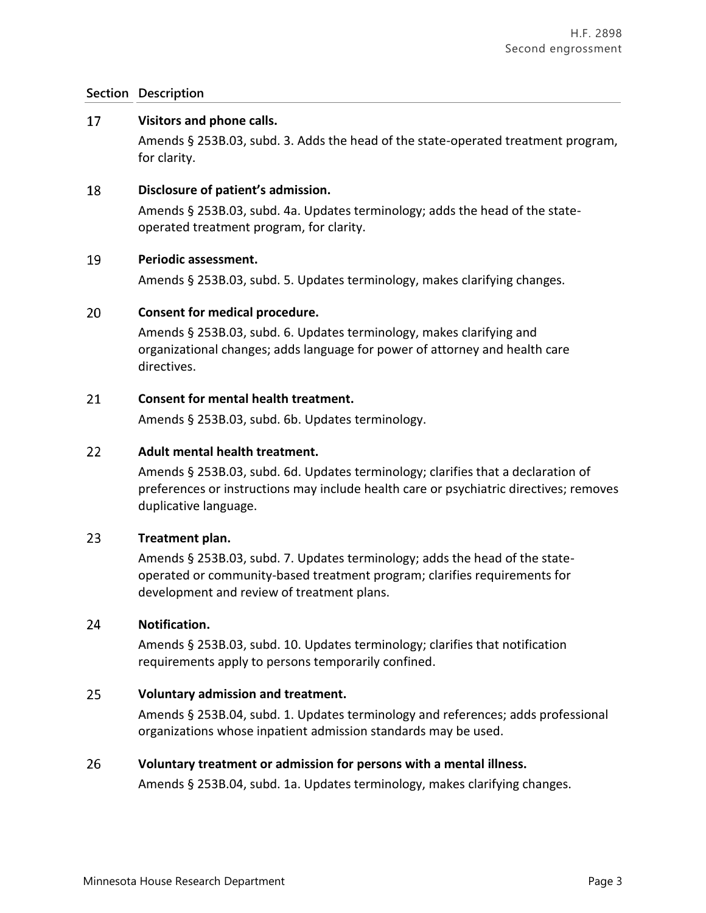| Section | Description |
|---|---|
| 17 | **Visitors and phone calls.** Amends § 253B.03, subd. 3. Adds the head of the state-operated treatment program, for clarity. |
| 18 | **Disclosure of patient's admission.** Amends § 253B.03, subd. 4a. Updates terminology; adds the head of the state-operated treatment program, for clarity. |
| 19 | **Periodic assessment.** Amends § 253B.03, subd. 5. Updates terminology, makes clarifying changes. |
| 20 | **Consent for medical procedure.** Amends § 253B.03, subd. 6. Updates terminology, makes clarifying and organizational changes; adds language for power of attorney and health care directives. |
| 21 | **Consent for mental health treatment.** Amends § 253B.03, subd. 6b. Updates terminology. |
| 22 | **Adult mental health treatment.** Amends § 253B.03, subd. 6d. Updates terminology; clarifies that a declaration of preferences or instructions may include health care or psychiatric directives; removes duplicative language. |
| 23 | **Treatment plan.** Amends § 253B.03, subd. 7. Updates terminology; adds the head of the state-operated or community-based treatment program; clarifies requirements for development and review of treatment plans. |
| 24 | **Notification.** Amends § 253B.03, subd. 10. Updates terminology; clarifies that notification requirements apply to persons temporarily confined. |
| 25 | **Voluntary admission and treatment.** Amends § 253B.04, subd. 1. Updates terminology and references; adds professional organizations whose inpatient admission standards may be used. |
| 26 | **Voluntary treatment or admission for persons with a mental illness.** Amends § 253B.04, subd. 1a. Updates terminology, makes clarifying changes. |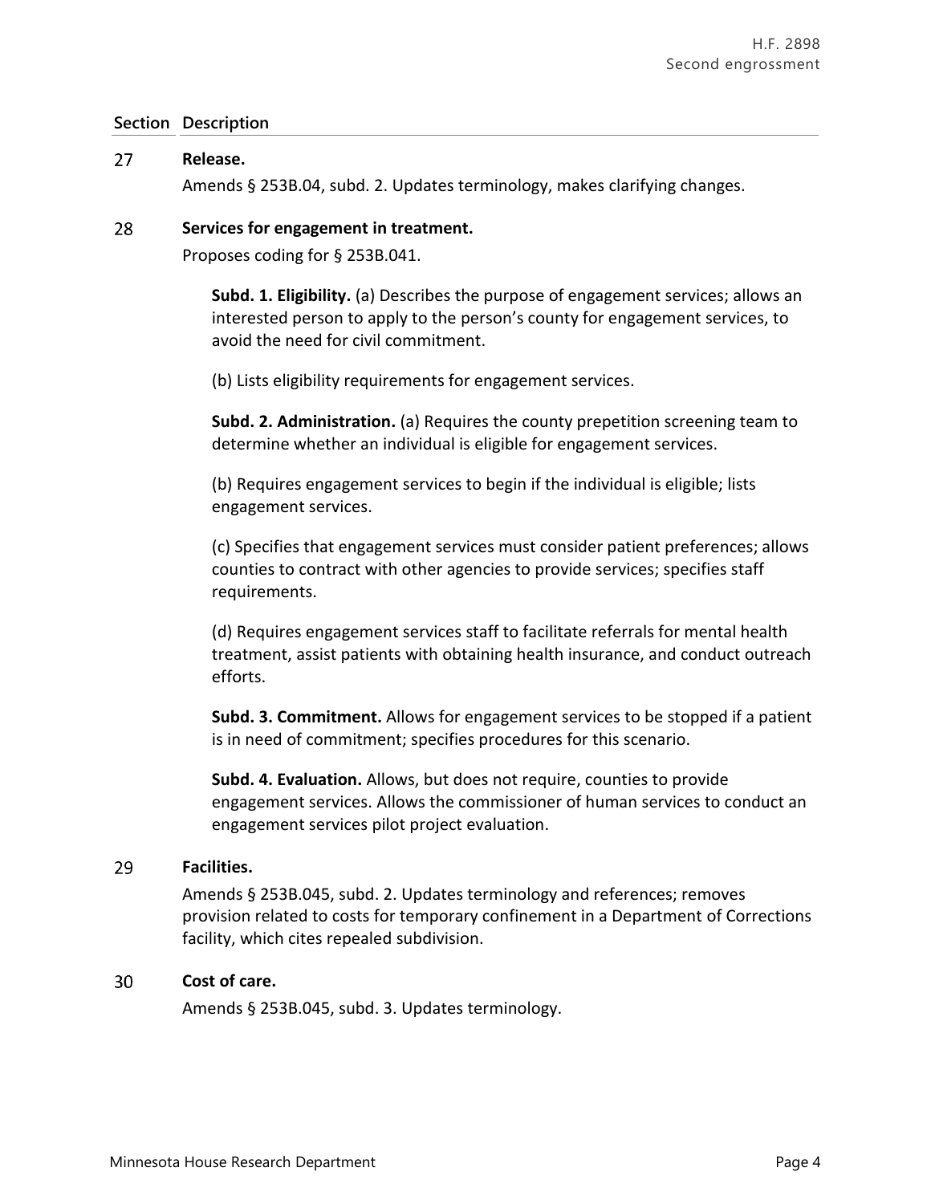| Section | Description |
|---|---|
| 27 | **Release.**<br>Amends § 253B.04, subd. 2. Updates terminology, makes clarifying changes. |
| 28 | **Services for engagement in treatment.**<br>Proposes coding for § 253B.041.<br>**Subd. 1. Eligibility.** (a) Describes the purpose of engagement services; allows an interested person to apply to the person's county for engagement services, to avoid the need for civil commitment.<br>(b) Lists eligibility requirements for engagement services.<br>**Subd. 2. Administration.** (a) Requires the county prepetition screening team to determine whether an individual is eligible for engagement services.<br>(b) Requires engagement services to begin if the individual is eligible; lists engagement services.<br>(c) Specifies that engagement services must consider patient preferences; allows counties to contract with other agencies to provide services; specifies staff requirements.<br>(d) Requires engagement services staff to facilitate referrals for mental health treatment, assist patients with obtaining health insurance, and conduct outreach efforts.<br>**Subd. 3. Commitment.** Allows for engagement services to be stopped if a patient is in need of commitment; specifies procedures for this scenario.<br>**Subd. 4. Evaluation.** Allows, but does not require, counties to provide engagement services. Allows the commissioner of human services to conduct an engagement services pilot project evaluation. |
| 29 | **Facilities.**<br>Amends § 253B.045, subd. 2. Updates terminology and references; removes provision related to costs for temporary confinement in a Department of Corrections facility, which cites repealed subdivision. |
| 30 | **Cost of care.**<br>Amends § 253B.045, subd. 3. Updates terminology. |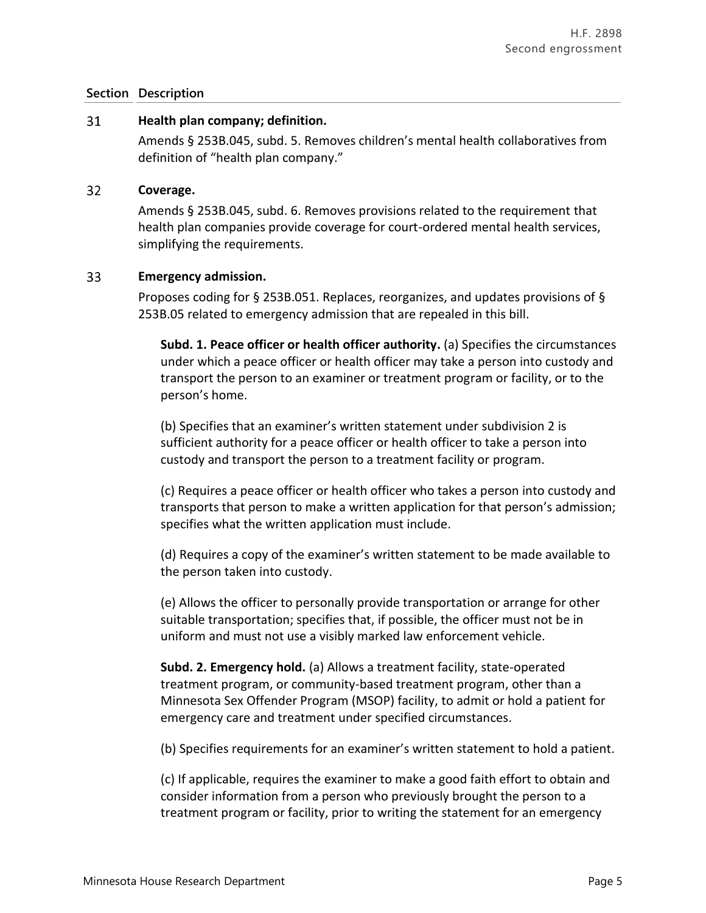**Section Description**

31 **Health plan company; definition.**

Amends § 253B.045, subd. 5. Removes children's mental health collaboratives from definition of "health plan company."

32 **Coverage.**

Amends § 253B.045, subd. 6. Removes provisions related to the requirement that health plan companies provide coverage for court-ordered mental health services, simplifying the requirements.

33 **Emergency admission.**

Proposes coding for § 253B.051. Replaces, reorganizes, and updates provisions of § 253B.05 related to emergency admission that are repealed in this bill.

> **Subd. 1. Peace officer or health officer authority.** (a) Specifies the circumstances under which a peace officer or health officer may take a person into custody and transport the person to an examiner or treatment program or facility, or to the person's home.
>
> (b) Specifies that an examiner's written statement under subdivision 2 is sufficient authority for a peace officer or health officer to take a person into custody and transport the person to a treatment facility or program.
>
> (c) Requires a peace officer or health officer who takes a person into custody and transports that person to make a written application for that person's admission; specifies what the written application must include.
>
> (d) Requires a copy of the examiner's written statement to be made available to the person taken into custody.
>
> (e) Allows the officer to personally provide transportation or arrange for other suitable transportation; specifies that, if possible, the officer must not be in uniform and must not use a visibly marked law enforcement vehicle.
>
> **Subd. 2. Emergency hold.** (a) Allows a treatment facility, state-operated treatment program, or community-based treatment program, other than a Minnesota Sex Offender Program (MSOP) facility, to admit or hold a patient for emergency care and treatment under specified circumstances.
>
> (b) Specifies requirements for an examiner's written statement to hold a patient.
>
> (c) If applicable, requires the examiner to make a good faith effort to obtain and consider information from a person who previously brought the person to a treatment program or facility, prior to writing the statement for an emergency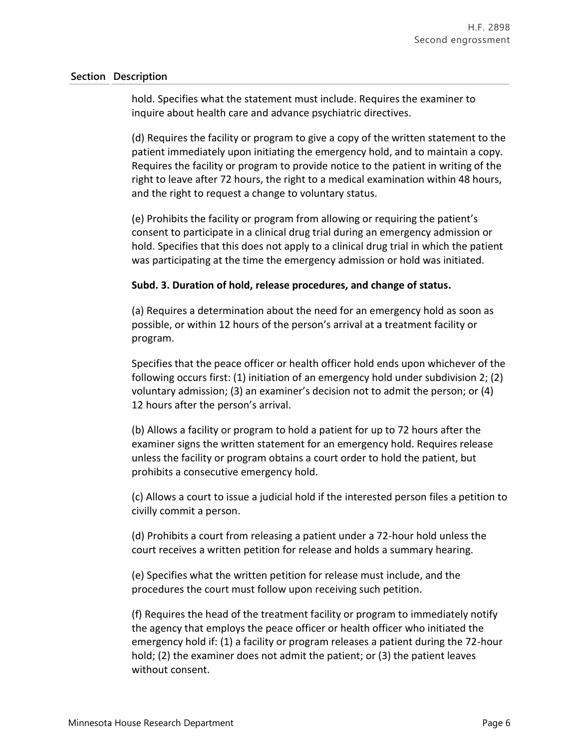| Section | Description |
|---|---|
| | hold. Specifies what the statement must include. Requires the examiner to inquire about health care and advance psychiatric directives. |

(d) Requires the facility or program to give a copy of the written statement to the patient immediately upon initiating the emergency hold, and to maintain a copy. Requires the facility or program to provide notice to the patient in writing of the right to leave after 72 hours, the right to a medical examination within 48 hours, and the right to request a change to voluntary status.

(e) Prohibits the facility or program from allowing or requiring the patient's consent to participate in a clinical drug trial during an emergency admission or hold. Specifies that this does not apply to a clinical drug trial in which the patient was participating at the time the emergency admission or hold was initiated.

**Subd. 3. Duration of hold, release procedures, and change of status.**

(a) Requires a determination about the need for an emergency hold as soon as possible, or within 12 hours of the person's arrival at a treatment facility or program.

Specifies that the peace officer or health officer hold ends upon whichever of the following occurs first: (1) initiation of an emergency hold under subdivision 2; (2) voluntary admission; (3) an examiner's decision not to admit the person; or (4) 12 hours after the person's arrival.

(b) Allows a facility or program to hold a patient for up to 72 hours after the examiner signs the written statement for an emergency hold. Requires release unless the facility or program obtains a court order to hold the patient, but prohibits a consecutive emergency hold.

(c) Allows a court to issue a judicial hold if the interested person files a petition to civilly commit a person.

(d) Prohibits a court from releasing a patient under a 72-hour hold unless the court receives a written petition for release and holds a summary hearing.

(e) Specifies what the written petition for release must include, and the procedures the court must follow upon receiving such petition.

(f) Requires the head of the treatment facility or program to immediately notify the agency that employs the peace officer or health officer who initiated the emergency hold if: (1) a facility or program releases a patient during the 72-hour hold; (2) the examiner does not admit the patient; or (3) the patient leaves without consent.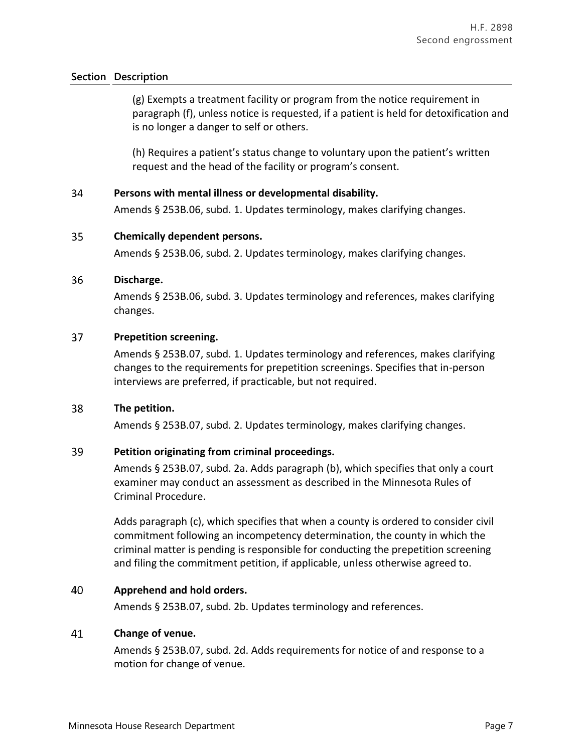| Section | Description |
|---|---|
| | (g) Exempts a treatment facility or program from the notice requirement in paragraph (f), unless notice is requested, if a patient is held for detoxification and is no longer a danger to self or others.<br><br>(h) Requires a patient's status change to voluntary upon the patient's written request and the head of the facility or program's consent. |
| 34 | **Persons with mental illness or developmental disability.**<br>Amends § 253B.06, subd. 1. Updates terminology, makes clarifying changes. |
| 35 | **Chemically dependent persons.**<br>Amends § 253B.06, subd. 2. Updates terminology, makes clarifying changes. |
| 36 | **Discharge.**<br>Amends § 253B.06, subd. 3. Updates terminology and references, makes clarifying changes. |
| 37 | **Prepetition screening.**<br>Amends § 253B.07, subd. 1. Updates terminology and references, makes clarifying changes to the requirements for prepetition screenings. Specifies that in-person interviews are preferred, if practicable, but not required. |
| 38 | **The petition.**<br>Amends § 253B.07, subd. 2. Updates terminology, makes clarifying changes. |
| 39 | **Petition originating from criminal proceedings.**<br>Amends § 253B.07, subd. 2a. Adds paragraph (b), which specifies that only a court examiner may conduct an assessment as described in the Minnesota Rules of Criminal Procedure.<br><br>Adds paragraph (c), which specifies that when a county is ordered to consider civil commitment following an incompetency determination, the county in which the criminal matter is pending is responsible for conducting the prepetition screening and filing the commitment petition, if applicable, unless otherwise agreed to. |
| 40 | **Apprehend and hold orders.**<br>Amends § 253B.07, subd. 2b. Updates terminology and references. |
| 41 | **Change of venue.**<br>Amends § 253B.07, subd. 2d. Adds requirements for notice of and response to a motion for change of venue. |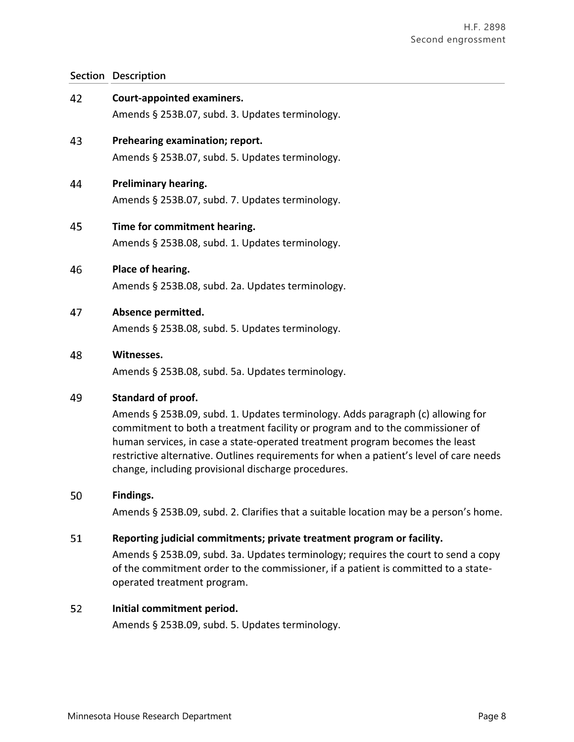| Section | Description |
|---|---|
| 42 | **Court-appointed examiners.**<br>Amends § 253B.07, subd. 3. Updates terminology. |
| 43 | **Prehearing examination; report.**<br>Amends § 253B.07, subd. 5. Updates terminology. |
| 44 | **Preliminary hearing.**<br>Amends § 253B.07, subd. 7. Updates terminology. |
| 45 | **Time for commitment hearing.**<br>Amends § 253B.08, subd. 1. Updates terminology. |
| 46 | **Place of hearing.**<br>Amends § 253B.08, subd. 2a. Updates terminology. |
| 47 | **Absence permitted.**<br>Amends § 253B.08, subd. 5. Updates terminology. |
| 48 | **Witnesses.**<br>Amends § 253B.08, subd. 5a. Updates terminology. |
| 49 | **Standard of proof.**<br>Amends § 253B.09, subd. 1. Updates terminology. Adds paragraph (c) allowing for commitment to both a treatment facility or program and to the commissioner of human services, in case a state-operated treatment program becomes the least restrictive alternative. Outlines requirements for when a patient's level of care needs change, including provisional discharge procedures. |
| 50 | **Findings.**<br>Amends § 253B.09, subd. 2. Clarifies that a suitable location may be a person's home. |
| 51 | **Reporting judicial commitments; private treatment program or facility.**<br>Amends § 253B.09, subd. 3a. Updates terminology; requires the court to send a copy of the commitment order to the commissioner, if a patient is committed to a state-operated treatment program. |
| 52 | **Initial commitment period.**<br>Amends § 253B.09, subd. 5. Updates terminology. |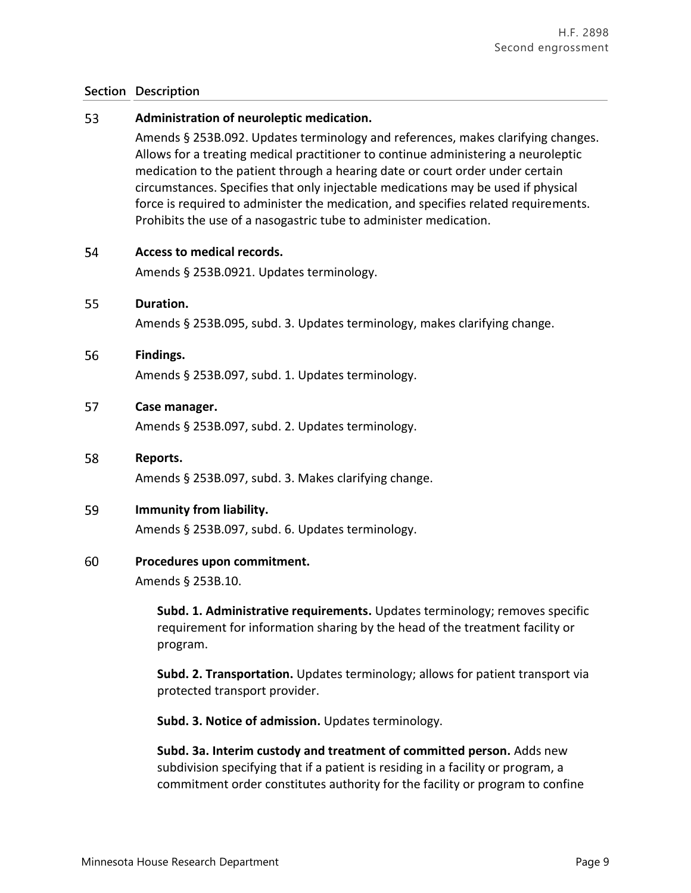| Section | Description |
|---|---|
| 53 | **Administration of neuroleptic medication.** Amends § 253B.092. Updates terminology and references, makes clarifying changes. Allows for a treating medical practitioner to continue administering a neuroleptic medication to the patient through a hearing date or court order under certain circumstances. Specifies that only injectable medications may be used if physical force is required to administer the medication, and specifies related requirements. Prohibits the use of a nasogastric tube to administer medication. |
| 54 | **Access to medical records.** Amends § 253B.0921. Updates terminology. |
| 55 | **Duration.** Amends § 253B.095, subd. 3. Updates terminology, makes clarifying change. |
| 56 | **Findings.** Amends § 253B.097, subd. 1. Updates terminology. |
| 57 | **Case manager.** Amends § 253B.097, subd. 2. Updates terminology. |
| 58 | **Reports.** Amends § 253B.097, subd. 3. Makes clarifying change. |
| 59 | **Immunity from liability.** Amends § 253B.097, subd. 6. Updates terminology. |
| 60 | **Procedures upon commitment.** Amends § 253B.10. **Subd. 1. Administrative requirements.** Updates terminology; removes specific requirement for information sharing by the head of the treatment facility or program. **Subd. 2. Transportation.** Updates terminology; allows for patient transport via protected transport provider. **Subd. 3. Notice of admission.** Updates terminology. **Subd. 3a. Interim custody and treatment of committed person.** Adds new subdivision specifying that if a patient is residing in a facility or program, a commitment order constitutes authority for the facility or program to confine |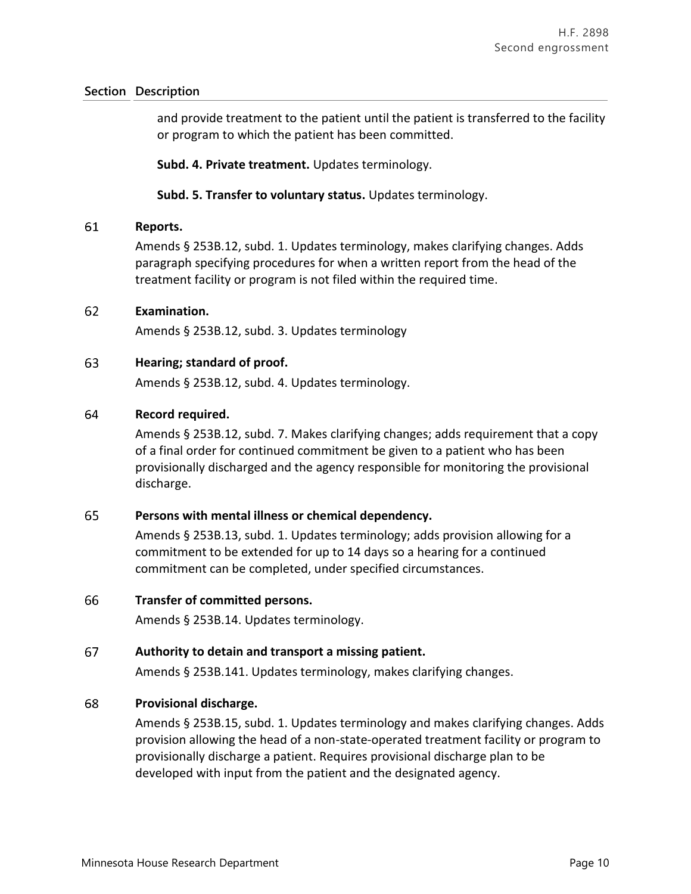| Section | Description |
|---|---|
| | and provide treatment to the patient until the patient is transferred to the facility or program to which the patient has been committed.<br><br>**Subd. 4. Private treatment.** Updates terminology.<br><br>**Subd. 5. Transfer to voluntary status.** Updates terminology. |
| 61 | **Reports.**<br>Amends § 253B.12, subd. 1. Updates terminology, makes clarifying changes. Adds paragraph specifying procedures for when a written report from the head of the treatment facility or program is not filed within the required time. |
| 62 | **Examination.**<br>Amends § 253B.12, subd. 3. Updates terminology |
| 63 | **Hearing; standard of proof.**<br>Amends § 253B.12, subd. 4. Updates terminology. |
| 64 | **Record required.**<br>Amends § 253B.12, subd. 7. Makes clarifying changes; adds requirement that a copy of a final order for continued commitment be given to a patient who has been provisionally discharged and the agency responsible for monitoring the provisional discharge. |
| 65 | **Persons with mental illness or chemical dependency.**<br>Amends § 253B.13, subd. 1. Updates terminology; adds provision allowing for a commitment to be extended for up to 14 days so a hearing for a continued commitment can be completed, under specified circumstances. |
| 66 | **Transfer of committed persons.**<br>Amends § 253B.14. Updates terminology. |
| 67 | **Authority to detain and transport a missing patient.**<br>Amends § 253B.141. Updates terminology, makes clarifying changes. |
| 68 | **Provisional discharge.**<br>Amends § 253B.15, subd. 1. Updates terminology and makes clarifying changes. Adds provision allowing the head of a non-state-operated treatment facility or program to provisionally discharge a patient. Requires provisional discharge plan to be developed with input from the patient and the designated agency. |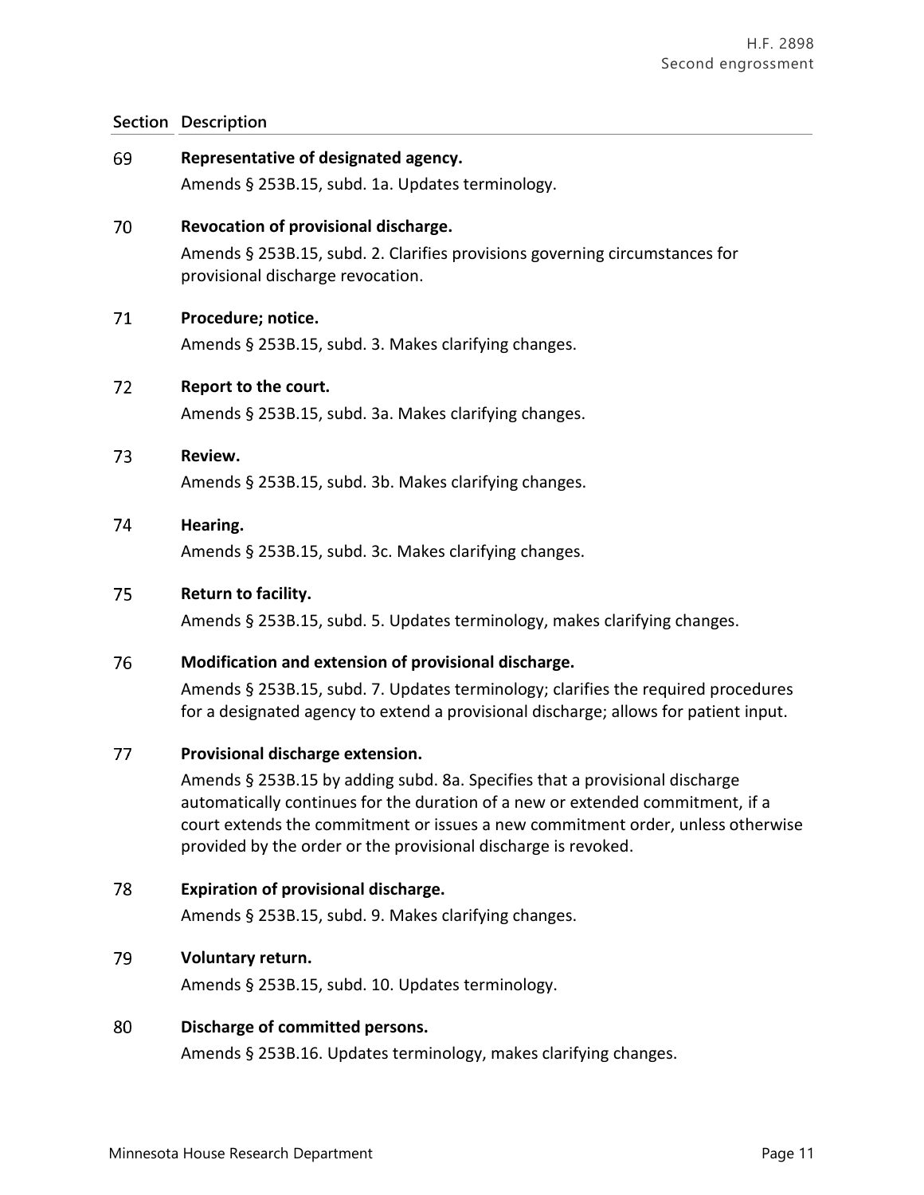| Section | Description |
|---|---|
| 69 | **Representative of designated agency.** Amends § 253B.15, subd. 1a. Updates terminology. |
| 70 | **Revocation of provisional discharge.** Amends § 253B.15, subd. 2. Clarifies provisions governing circumstances for provisional discharge revocation. |
| 71 | **Procedure; notice.** Amends § 253B.15, subd. 3. Makes clarifying changes. |
| 72 | **Report to the court.** Amends § 253B.15, subd. 3a. Makes clarifying changes. |
| 73 | **Review.** Amends § 253B.15, subd. 3b. Makes clarifying changes. |
| 74 | **Hearing.** Amends § 253B.15, subd. 3c. Makes clarifying changes. |
| 75 | **Return to facility.** Amends § 253B.15, subd. 5. Updates terminology, makes clarifying changes. |
| 76 | **Modification and extension of provisional discharge.** Amends § 253B.15, subd. 7. Updates terminology; clarifies the required procedures for a designated agency to extend a provisional discharge; allows for patient input. |
| 77 | **Provisional discharge extension.** Amends § 253B.15 by adding subd. 8a. Specifies that a provisional discharge automatically continues for the duration of a new or extended commitment, if a court extends the commitment or issues a new commitment order, unless otherwise provided by the order or the provisional discharge is revoked. |
| 78 | **Expiration of provisional discharge.** Amends § 253B.15, subd. 9. Makes clarifying changes. |
| 79 | **Voluntary return.** Amends § 253B.15, subd. 10. Updates terminology. |
| 80 | **Discharge of committed persons.** Amends § 253B.16. Updates terminology, makes clarifying changes. |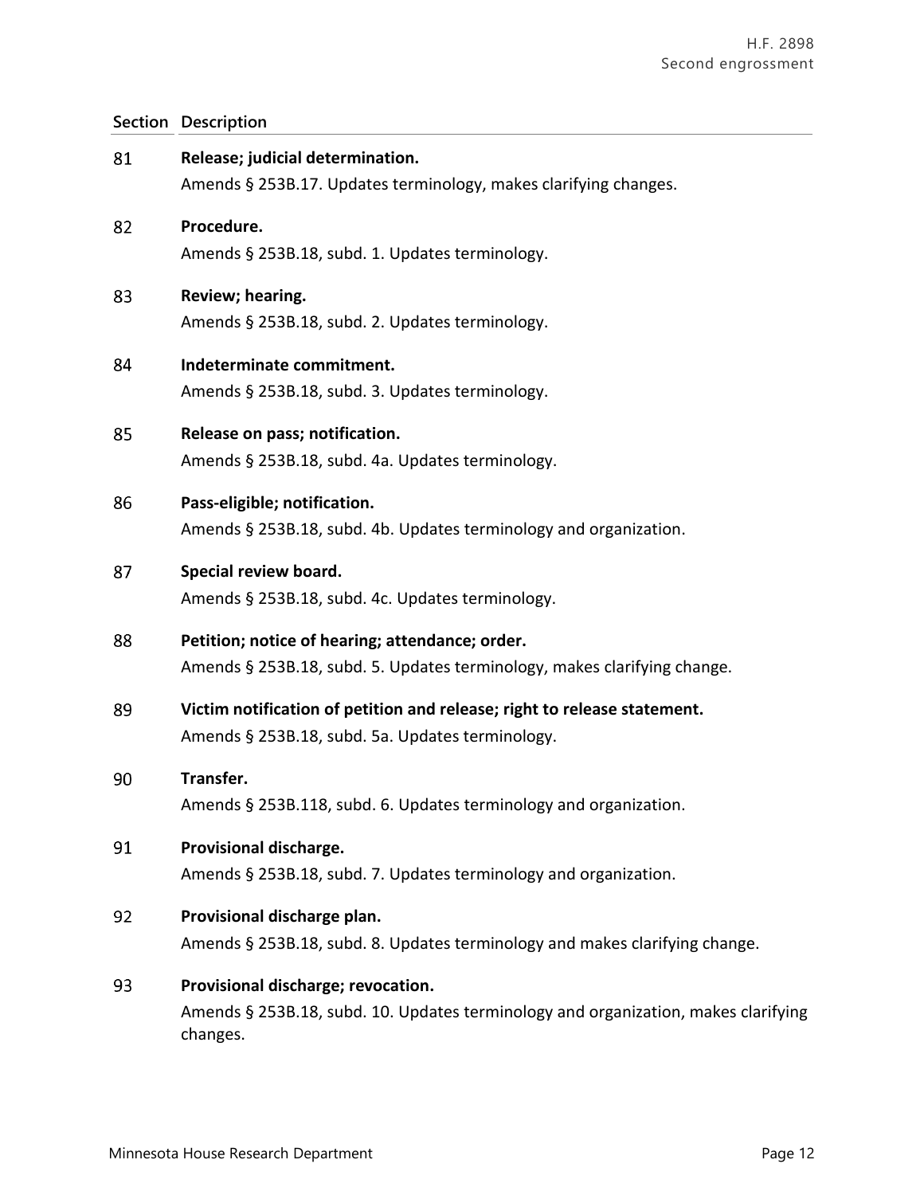| Section | Description |
|---|---|
| 81 | **Release; judicial determination.**<br>Amends § 253B.17. Updates terminology, makes clarifying changes. |
| 82 | **Procedure.**<br>Amends § 253B.18, subd. 1. Updates terminology. |
| 83 | **Review; hearing.**<br>Amends § 253B.18, subd. 2. Updates terminology. |
| 84 | **Indeterminate commitment.**<br>Amends § 253B.18, subd. 3. Updates terminology. |
| 85 | **Release on pass; notification.**<br>Amends § 253B.18, subd. 4a. Updates terminology. |
| 86 | **Pass-eligible; notification.**<br>Amends § 253B.18, subd. 4b. Updates terminology and organization. |
| 87 | **Special review board.**<br>Amends § 253B.18, subd. 4c. Updates terminology. |
| 88 | **Petition; notice of hearing; attendance; order.**<br>Amends § 253B.18, subd. 5. Updates terminology, makes clarifying change. |
| 89 | **Victim notification of petition and release; right to release statement.**<br>Amends § 253B.18, subd. 5a. Updates terminology. |
| 90 | **Transfer.**<br>Amends § 253B.118, subd. 6. Updates terminology and organization. |
| 91 | **Provisional discharge.**<br>Amends § 253B.18, subd. 7. Updates terminology and organization. |
| 92 | **Provisional discharge plan.**<br>Amends § 253B.18, subd. 8. Updates terminology and makes clarifying change. |
| 93 | **Provisional discharge; revocation.**<br>Amends § 253B.18, subd. 10. Updates terminology and organization, makes clarifying changes. |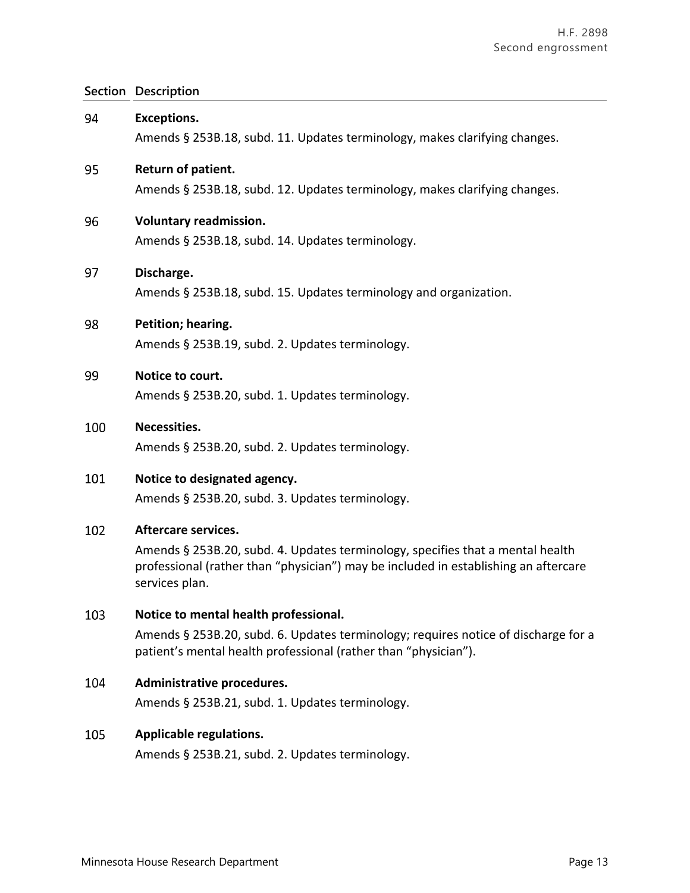| Section | Description |
|---|---|
| 94 | **Exceptions.**<br>Amends § 253B.18, subd. 11. Updates terminology, makes clarifying changes. |
| 95 | **Return of patient.**<br>Amends § 253B.18, subd. 12. Updates terminology, makes clarifying changes. |
| 96 | **Voluntary readmission.**<br>Amends § 253B.18, subd. 14. Updates terminology. |
| 97 | **Discharge.**<br>Amends § 253B.18, subd. 15. Updates terminology and organization. |
| 98 | **Petition; hearing.**<br>Amends § 253B.19, subd. 2. Updates terminology. |
| 99 | **Notice to court.**<br>Amends § 253B.20, subd. 1. Updates terminology. |
| 100 | **Necessities.**<br>Amends § 253B.20, subd. 2. Updates terminology. |
| 101 | **Notice to designated agency.**<br>Amends § 253B.20, subd. 3. Updates terminology. |
| 102 | **Aftercare services.**<br>Amends § 253B.20, subd. 4. Updates terminology, specifies that a mental health professional (rather than "physician") may be included in establishing an aftercare services plan. |
| 103 | **Notice to mental health professional.**<br>Amends § 253B.20, subd. 6. Updates terminology; requires notice of discharge for a patient's mental health professional (rather than "physician"). |
| 104 | **Administrative procedures.**<br>Amends § 253B.21, subd. 1. Updates terminology. |
| 105 | **Applicable regulations.**<br>Amends § 253B.21, subd. 2. Updates terminology. |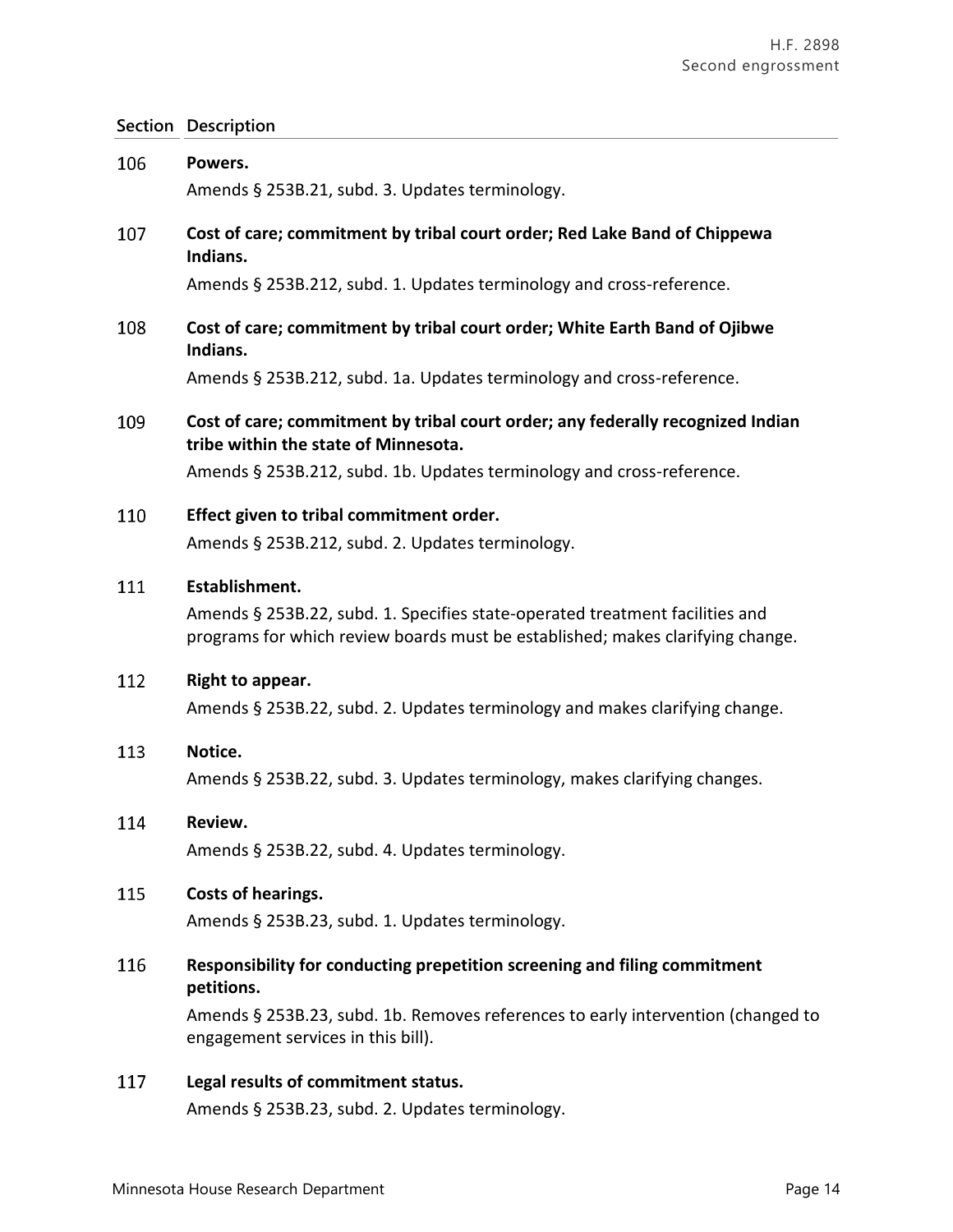| Section | Description |
|---|---|
| 106 | **Powers.**<br>Amends § 253B.21, subd. 3. Updates terminology. |
| 107 | **Cost of care; commitment by tribal court order; Red Lake Band of Chippewa Indians.**<br>Amends § 253B.212, subd. 1. Updates terminology and cross-reference. |
| 108 | **Cost of care; commitment by tribal court order; White Earth Band of Ojibwe Indians.**<br>Amends § 253B.212, subd. 1a. Updates terminology and cross-reference. |
| 109 | **Cost of care; commitment by tribal court order; any federally recognized Indian tribe within the state of Minnesota.**<br>Amends § 253B.212, subd. 1b. Updates terminology and cross-reference. |
| 110 | **Effect given to tribal commitment order.**<br>Amends § 253B.212, subd. 2. Updates terminology. |
| 111 | **Establishment.**<br>Amends § 253B.22, subd. 1. Specifies state-operated treatment facilities and programs for which review boards must be established; makes clarifying change. |
| 112 | **Right to appear.**<br>Amends § 253B.22, subd. 2. Updates terminology and makes clarifying change. |
| 113 | **Notice.**<br>Amends § 253B.22, subd. 3. Updates terminology, makes clarifying changes. |
| 114 | **Review.**<br>Amends § 253B.22, subd. 4. Updates terminology. |
| 115 | **Costs of hearings.**<br>Amends § 253B.23, subd. 1. Updates terminology. |
| 116 | **Responsibility for conducting prepetition screening and filing commitment petitions.**<br>Amends § 253B.23, subd. 1b. Removes references to early intervention (changed to engagement services in this bill). |
| 117 | **Legal results of commitment status.**<br>Amends § 253B.23, subd. 2. Updates terminology. |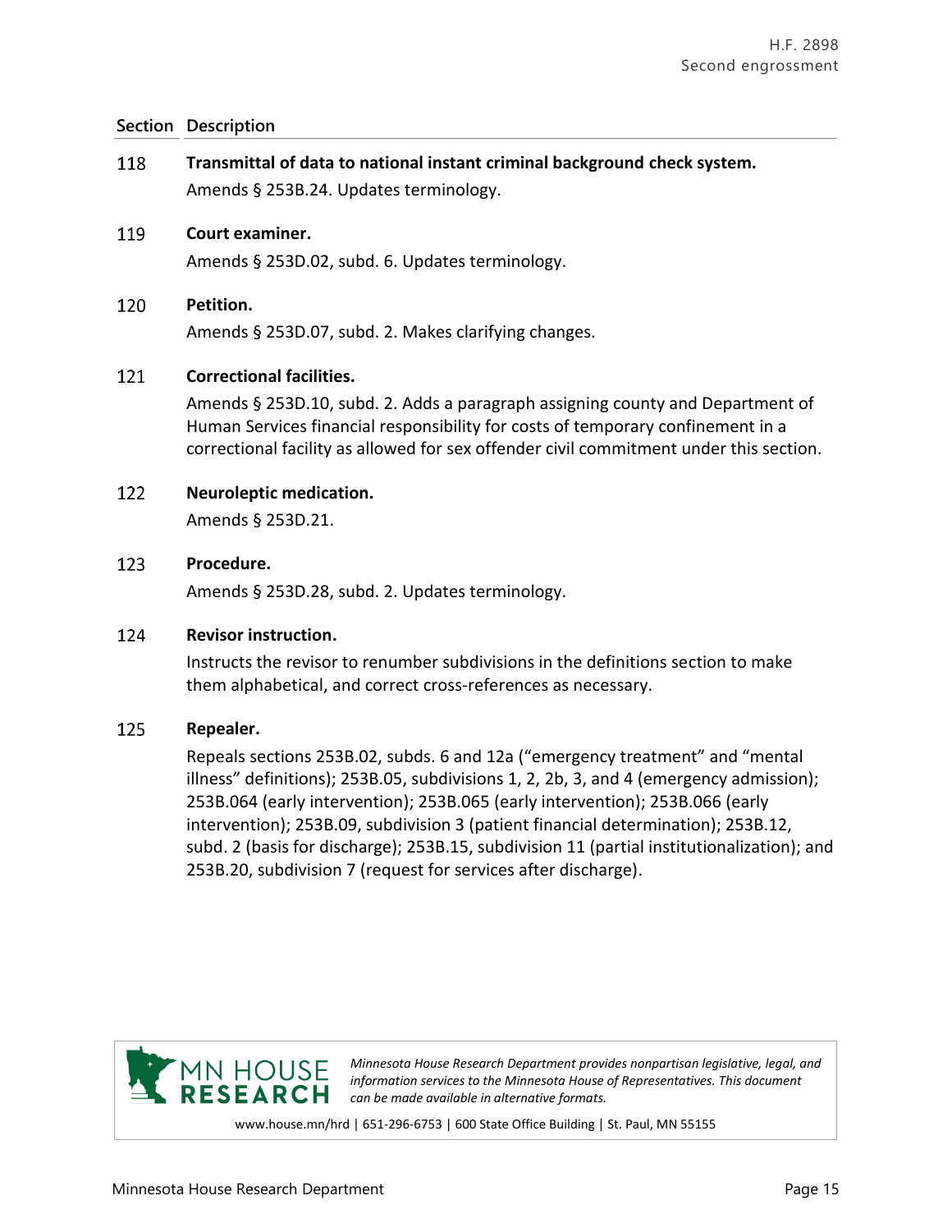| Section | Description |
|---|---|
| 118 | **Transmittal of data to national instant criminal background check system.** Amends § 253B.24. Updates terminology. |
| 119 | **Court examiner.** Amends § 253D.02, subd. 6. Updates terminology. |
| 120 | **Petition.** Amends § 253D.07, subd. 2. Makes clarifying changes. |
| 121 | **Correctional facilities.** Amends § 253D.10, subd. 2. Adds a paragraph assigning county and Department of Human Services financial responsibility for costs of temporary confinement in a correctional facility as allowed for sex offender civil commitment under this section. |
| 122 | **Neuroleptic medication.** Amends § 253D.21. |
| 123 | **Procedure.** Amends § 253D.28, subd. 2. Updates terminology. |
| 124 | **Revisor instruction.** Instructs the revisor to renumber subdivisions in the definitions section to make them alphabetical, and correct cross-references as necessary. |
| 125 | **Repealer.** Repeals sections 253B.02, subds. 6 and 12a ("emergency treatment" and "mental illness" definitions); 253B.05, subdivisions 1, 2, 2b, 3, and 4 (emergency admission); 253B.064 (early intervention); 253B.065 (early intervention); 253B.066 (early intervention); 253B.09, subdivision 3 (patient financial determination); 253B.12, subd. 2 (basis for discharge); 253B.15, subdivision 11 (partial institutionalization); and 253B.20, subdivision 7 (request for services after discharge). |

MN HOUSE RESEARCH

*Minnesota House Research Department provides nonpartisan legislative, legal, and information services to the Minnesota House of Representatives. This document can be made available in alternative formats.*

www.house.mn/hrd | 651-296-6753 | 600 State Office Building | St. Paul, MN 55155